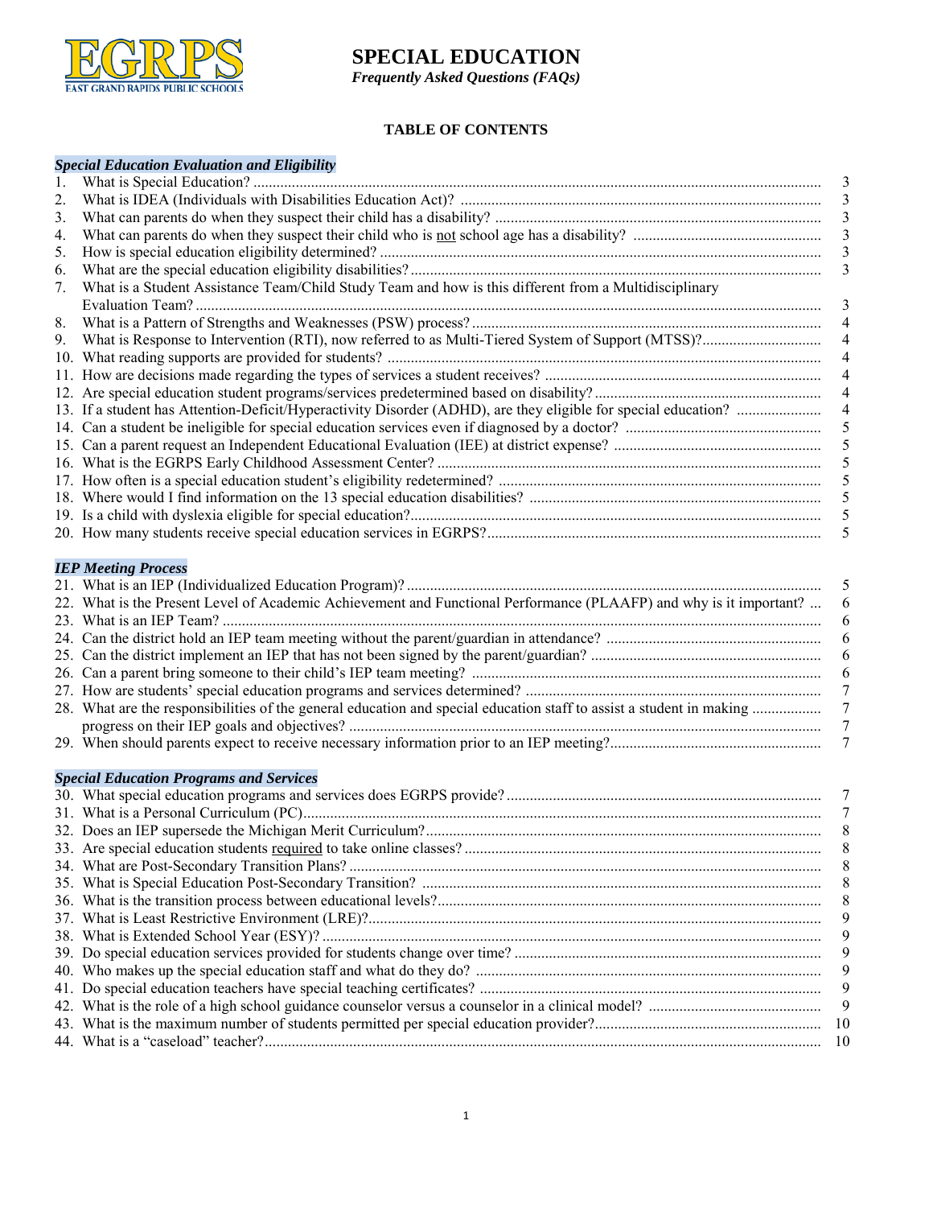EGRPS
EAST GRAND RAPIDS PUBLIC SCHOOLS

# SPECIAL EDUCATION

*Frequently Asked Questions (FAQs)*

## TABLE OF CONTENTS

### *Special Education Evaluation and Eligibility*

1. What is Special Education? ..... 3
2. What is IDEA (Individuals with Disabilities Education Act)? ..... 3
3. What can parents do when they suspect their child has a disability? ..... 3
4. What can parents do when they suspect their child who is not school age has a disability? ..... 3
5. How is special education eligibility determined? ..... 3
6. What are the special education eligibility disabilities? ..... 3
7. What is a Student Assistance Team/Child Study Team and how is this different from a Multidisciplinary Evaluation Team? ..... 3
8. What is a Pattern of Strengths and Weaknesses (PSW) process? ..... 4
9. What is Response to Intervention (RTI), now referred to as Multi-Tiered System of Support (MTSS)? ..... 4
10. What reading supports are provided for students? ..... 4
11. How are decisions made regarding the types of services a student receives? ..... 4
12. Are special education student programs/services predetermined based on disability? ..... 4
13. If a student has Attention-Deficit/Hyperactivity Disorder (ADHD), are they eligible for special education? ..... 4
14. Can a student be ineligible for special education services even if diagnosed by a doctor? ..... 5
15. Can a parent request an Independent Educational Evaluation (IEE) at district expense? ..... 5
16. What is the EGRPS Early Childhood Assessment Center? ..... 5
17. How often is a special education student's eligibility redetermined? ..... 5
18. Where would I find information on the 13 special education disabilities? ..... 5
19. Is a child with dyslexia eligible for special education? ..... 5
20. How many students receive special education services in EGRPS? ..... 5

### *IEP Meeting Process*

21. What is an IEP (Individualized Education Program)? ..... 5
22. What is the Present Level of Academic Achievement and Functional Performance (PLAAFP) and why is it important? ..... 6
23. What is an IEP Team? ..... 6
24. Can the district hold an IEP team meeting without the parent/guardian in attendance? ..... 6
25. Can the district implement an IEP that has not been signed by the parent/guardian? ..... 6
26. Can a parent bring someone to their child's IEP team meeting? ..... 6
27. How are students' special education programs and services determined? ..... 7
28. What are the responsibilities of the general education and special education staff to assist a student in making progress on their IEP goals and objectives? ..... 7
29. When should parents expect to receive necessary information prior to an IEP meeting? ..... 7

### *Special Education Programs and Services*

30. What special education programs and services does EGRPS provide? ..... 7
31. What is a Personal Curriculum (PC) ..... 7
32. Does an IEP supersede the Michigan Merit Curriculum? ..... 8
33. Are special education students required to take online classes? ..... 8
34. What are Post-Secondary Transition Plans? ..... 8
35. What is Special Education Post-Secondary Transition? ..... 8
36. What is the transition process between educational levels? ..... 8
37. What is Least Restrictive Environment (LRE)? ..... 9
38. What is Extended School Year (ESY)? ..... 9
39. Do special education services provided for students change over time? ..... 9
40. Who makes up the special education staff and what do they do? ..... 9
41. Do special education teachers have special teaching certificates? ..... 9
42. What is the role of a high school guidance counselor versus a counselor in a clinical model? ..... 9
43. What is the maximum number of students permitted per special education provider? ..... 10
44. What is a "caseload" teacher? ..... 10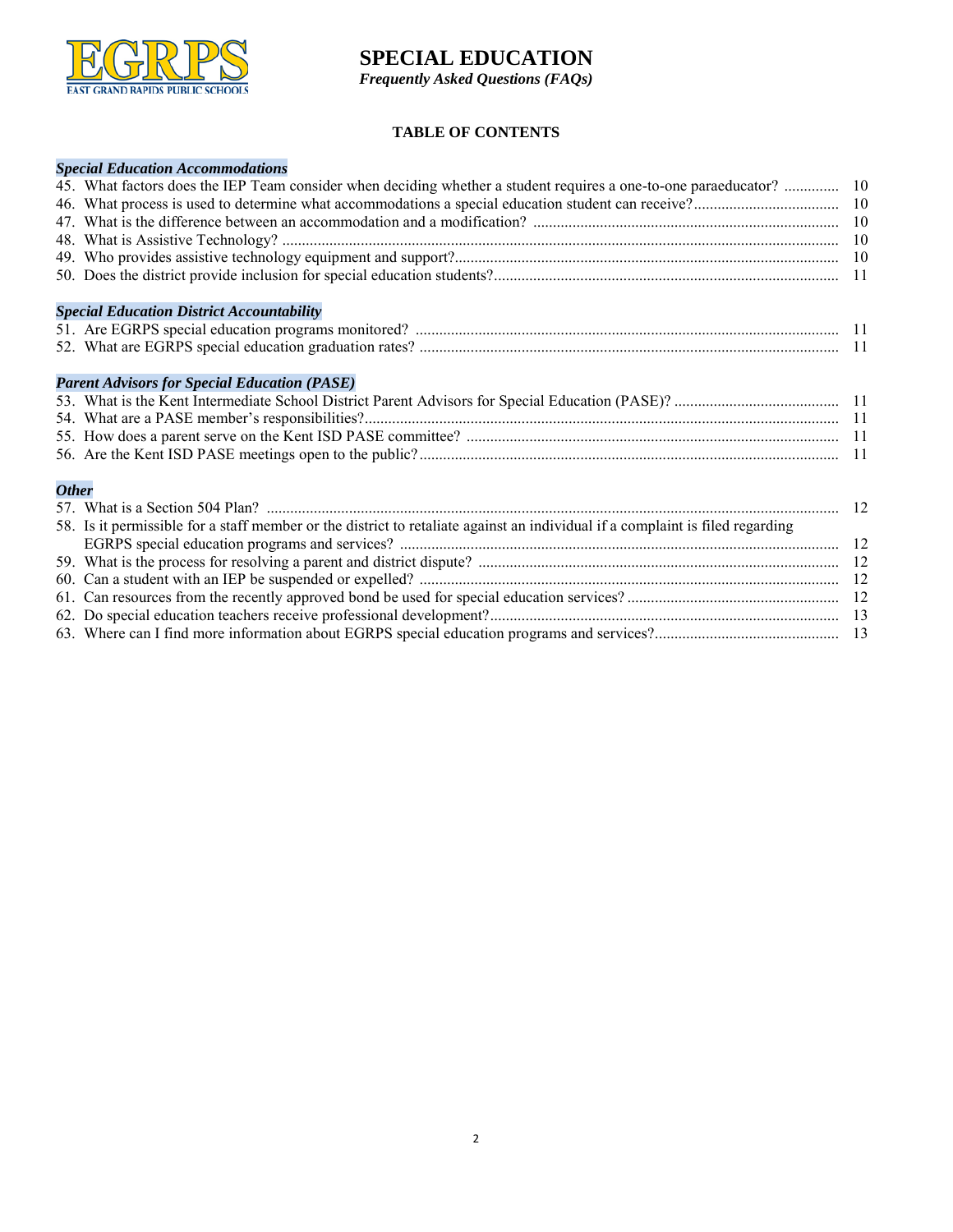# SPECIAL EDUCATION

***Frequently Asked Questions (FAQs)***

**TABLE OF CONTENTS**

***Special Education Accommodations***

45. What factors does the IEP Team consider when deciding whether a student requires a one-to-one paraeducator? .............. 10
46. What process is used to determine what accommodations a special education student can receive?..................................... 10
47. What is the difference between an accommodation and a modification? ............................................................................. 10
48. What is Assistive Technology? ............................................................................................................................................ 10
49. Who provides assistive technology equipment and support?................................................................................................. 10
50. Does the district provide inclusion for special education students?....................................................................................... 11

***Special Education District Accountability***

51. Are EGRPS special education programs monitored? ........................................................................................................... 11
52. What are EGRPS special education graduation rates? .......................................................................................................... 11

***Parent Advisors for Special Education (PASE)***

53. What is the Kent Intermediate School District Parent Advisors for Special Education (PASE)? .......................................... 11
54. What are a PASE member's responsibilities?......................................................................................................................... 11
55. How does a parent serve on the Kent ISD PASE committee? .............................................................................................. 11
56. Are the Kent ISD PASE meetings open to the public?........................................................................................................... 11

***Other***

57. What is a Section 504 Plan? ................................................................................................................................................. 12
58. Is it permissible for a staff member or the district to retaliate against an individual if a complaint is filed regarding EGRPS special education programs and services? ............................................................................................................... 12
59. What is the process for resolving a parent and district dispute? ........................................................................................... 12
60. Can a student with an IEP be suspended or expelled? .......................................................................................................... 12
61. Can resources from the recently approved bond be used for special education services? ...................................................... 12
62. Do special education teachers receive professional development?......................................................................................... 13
63. Where can I find more information about EGRPS special education programs and services?.............................................. 13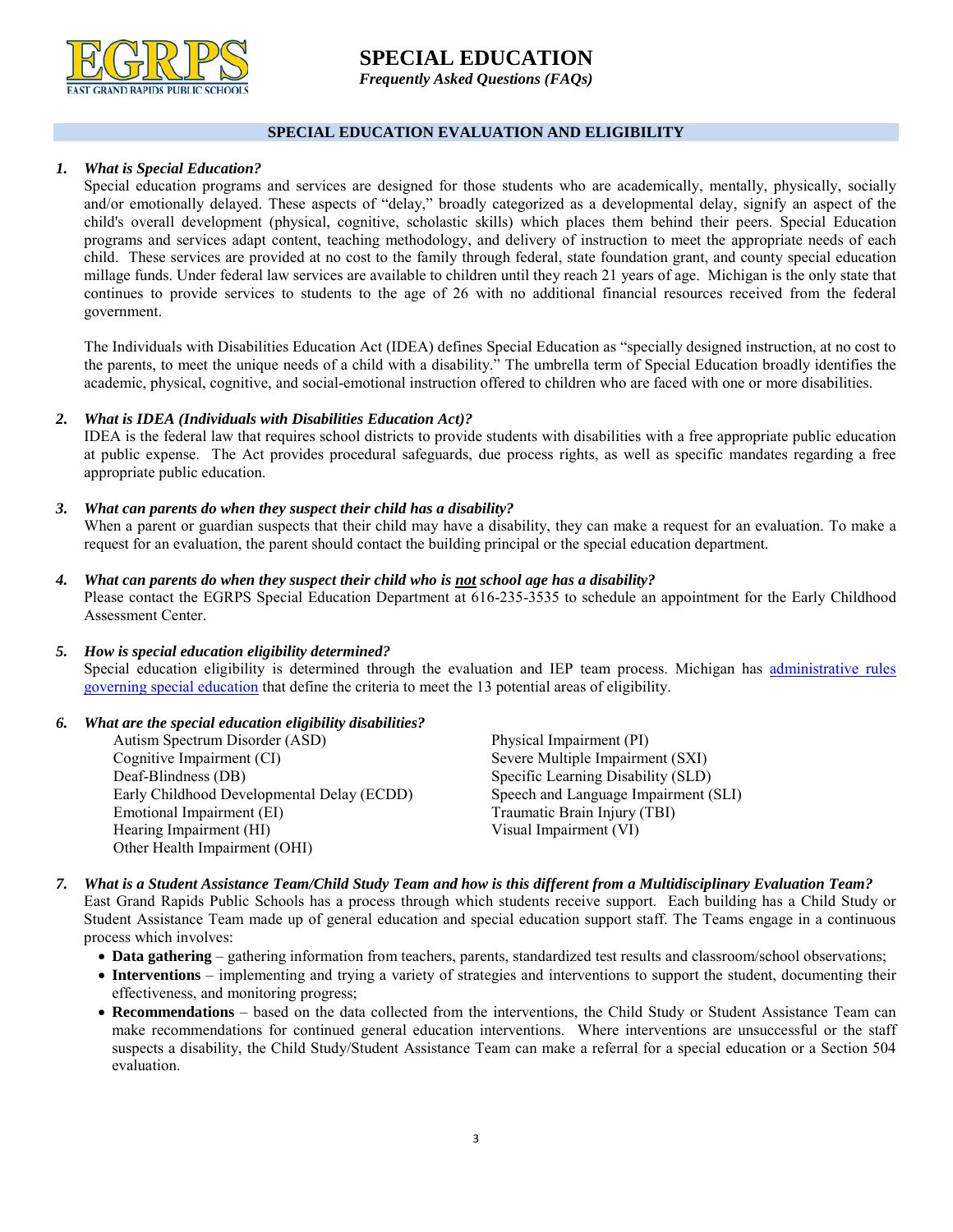# SPECIAL EDUCATION

***Frequently Asked Questions (FAQs)***

## SPECIAL EDUCATION EVALUATION AND ELIGIBILITY

**1. *What is Special Education?***

Special education programs and services are designed for those students who are academically, mentally, physically, socially and/or emotionally delayed. These aspects of "delay," broadly categorized as a developmental delay, signify an aspect of the child's overall development (physical, cognitive, scholastic skills) which places them behind their peers. Special Education programs and services adapt content, teaching methodology, and delivery of instruction to meet the appropriate needs of each child. These services are provided at no cost to the family through federal, state foundation grant, and county special education millage funds. Under federal law services are available to children until they reach 21 years of age. Michigan is the only state that continues to provide services to students to the age of 26 with no additional financial resources received from the federal government.

The Individuals with Disabilities Education Act (IDEA) defines Special Education as "specially designed instruction, at no cost to the parents, to meet the unique needs of a child with a disability." The umbrella term of Special Education broadly identifies the academic, physical, cognitive, and social-emotional instruction offered to children who are faced with one or more disabilities.

**2. *What is IDEA (Individuals with Disabilities Education Act)?***

IDEA is the federal law that requires school districts to provide students with disabilities with a free appropriate public education at public expense. The Act provides procedural safeguards, due process rights, as well as specific mandates regarding a free appropriate public education.

**3. *What can parents do when they suspect their child has a disability?***

When a parent or guardian suspects that their child may have a disability, they can make a request for an evaluation. To make a request for an evaluation, the parent should contact the building principal or the special education department.

**4. *What can parents do when they suspect their child who is <u>not</u> school age has a disability?***

Please contact the EGRPS Special Education Department at 616-235-3535 to schedule an appointment for the Early Childhood Assessment Center.

**5. *How is special education eligibility determined?***

Special education eligibility is determined through the evaluation and IEP team process. Michigan has administrative rules governing special education that define the criteria to meet the 13 potential areas of eligibility.

**6. *What are the special education eligibility disabilities?***

- Autism Spectrum Disorder (ASD)
- Cognitive Impairment (CI)
- Deaf-Blindness (DB)
- Early Childhood Developmental Delay (ECDD)
- Emotional Impairment (EI)
- Hearing Impairment (HI)
- Other Health Impairment (OHI)
- Physical Impairment (PI)
- Severe Multiple Impairment (SXI)
- Specific Learning Disability (SLD)
- Speech and Language Impairment (SLI)
- Traumatic Brain Injury (TBI)
- Visual Impairment (VI)

**7. *What is a Student Assistance Team/Child Study Team and how is this different from a Multidisciplinary Evaluation Team?***

East Grand Rapids Public Schools has a process through which students receive support. Each building has a Child Study or Student Assistance Team made up of general education and special education support staff. The Teams engage in a continuous process which involves:

- **Data gathering** – gathering information from teachers, parents, standardized test results and classroom/school observations;
- **Interventions** – implementing and trying a variety of strategies and interventions to support the student, documenting their effectiveness, and monitoring progress;
- **Recommendations** – based on the data collected from the interventions, the Child Study or Student Assistance Team can make recommendations for continued general education interventions. Where interventions are unsuccessful or the staff suspects a disability, the Child Study/Student Assistance Team can make a referral for a special education or a Section 504 evaluation.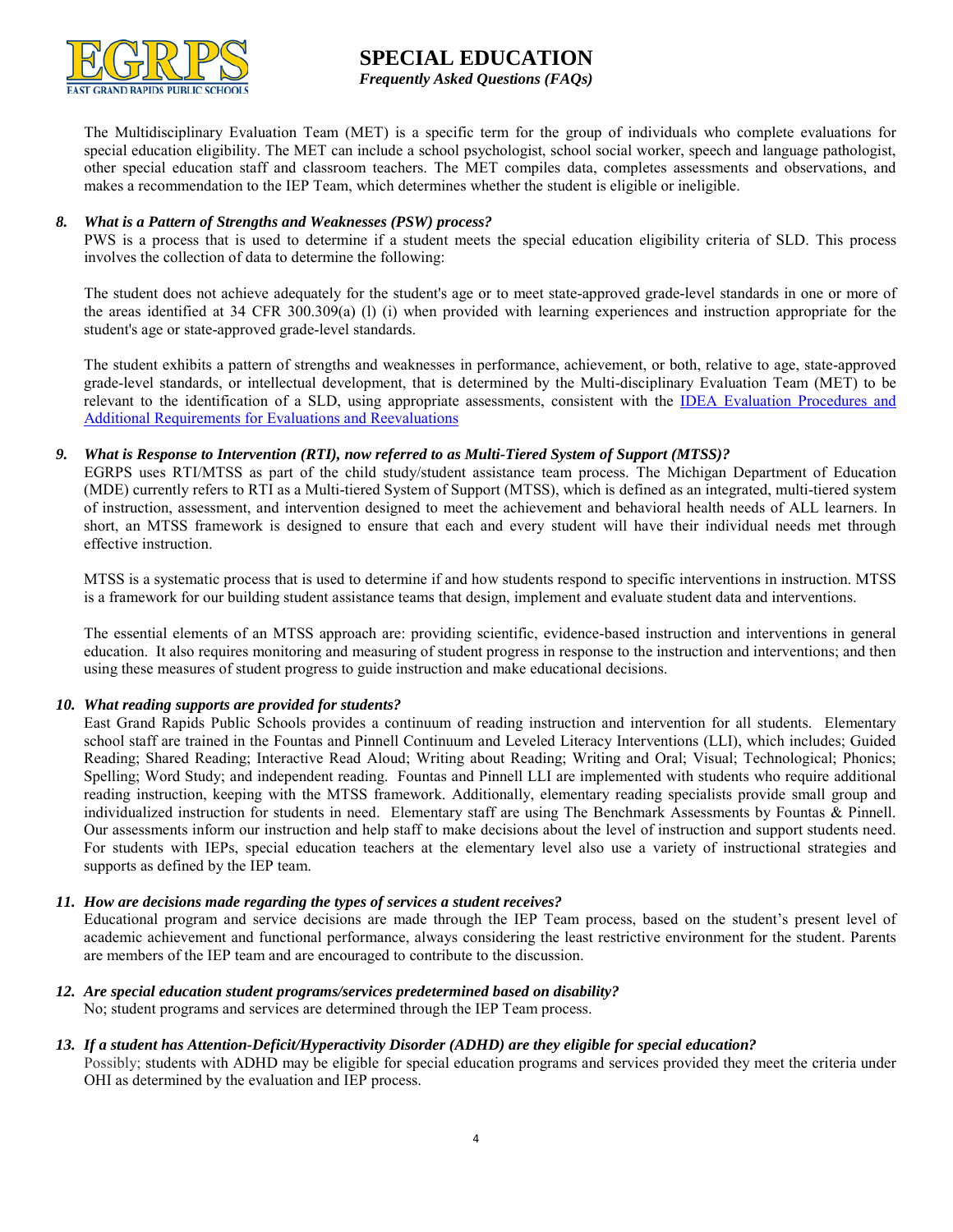The Multidisciplinary Evaluation Team (MET) is a specific term for the group of individuals who complete evaluations for special education eligibility. The MET can include a school psychologist, school social worker, speech and language pathologist, other special education staff and classroom teachers. The MET compiles data, completes assessments and observations, and makes a recommendation to the IEP Team, which determines whether the student is eligible or ineligible.

**8. *What is a Pattern of Strengths and Weaknesses (PSW) process?***

PWS is a process that is used to determine if a student meets the special education eligibility criteria of SLD. This process involves the collection of data to determine the following:

The student does not achieve adequately for the student's age or to meet state-approved grade-level standards in one or more of the areas identified at 34 CFR 300.309(a) (l) (i) when provided with learning experiences and instruction appropriate for the student's age or state-approved grade-level standards.

The student exhibits a pattern of strengths and weaknesses in performance, achievement, or both, relative to age, state-approved grade-level standards, or intellectual development, that is determined by the Multi-disciplinary Evaluation Team (MET) to be relevant to the identification of a SLD, using appropriate assessments, consistent with the IDEA Evaluation Procedures and Additional Requirements for Evaluations and Reevaluations

**9. *What is Response to Intervention (RTI), now referred to as Multi-Tiered System of Support (MTSS)?***

EGRPS uses RTI/MTSS as part of the child study/student assistance team process. The Michigan Department of Education (MDE) currently refers to RTI as a Multi-tiered System of Support (MTSS), which is defined as an integrated, multi-tiered system of instruction, assessment, and intervention designed to meet the achievement and behavioral health needs of ALL learners. In short, an MTSS framework is designed to ensure that each and every student will have their individual needs met through effective instruction.

MTSS is a systematic process that is used to determine if and how students respond to specific interventions in instruction. MTSS is a framework for our building student assistance teams that design, implement and evaluate student data and interventions.

The essential elements of an MTSS approach are: providing scientific, evidence-based instruction and interventions in general education. It also requires monitoring and measuring of student progress in response to the instruction and interventions; and then using these measures of student progress to guide instruction and make educational decisions.

**10. *What reading supports are provided for students?***

East Grand Rapids Public Schools provides a continuum of reading instruction and intervention for all students. Elementary school staff are trained in the Fountas and Pinnell Continuum and Leveled Literacy Interventions (LLI), which includes; Guided Reading; Shared Reading; Interactive Read Aloud; Writing about Reading; Writing and Oral; Visual; Technological; Phonics; Spelling; Word Study; and independent reading. Fountas and Pinnell LLI are implemented with students who require additional reading instruction, keeping with the MTSS framework. Additionally, elementary reading specialists provide small group and individualized instruction for students in need. Elementary staff are using The Benchmark Assessments by Fountas & Pinnell. Our assessments inform our instruction and help staff to make decisions about the level of instruction and support students need. For students with IEPs, special education teachers at the elementary level also use a variety of instructional strategies and supports as defined by the IEP team.

**11. *How are decisions made regarding the types of services a student receives?***

Educational program and service decisions are made through the IEP Team process, based on the student's present level of academic achievement and functional performance, always considering the least restrictive environment for the student. Parents are members of the IEP team and are encouraged to contribute to the discussion.

**12. *Are special education student programs/services predetermined based on disability?***

No; student programs and services are determined through the IEP Team process.

**13. *If a student has Attention-Deficit/Hyperactivity Disorder (ADHD) are they eligible for special education?***

Possibly; students with ADHD may be eligible for special education programs and services provided they meet the criteria under OHI as determined by the evaluation and IEP process.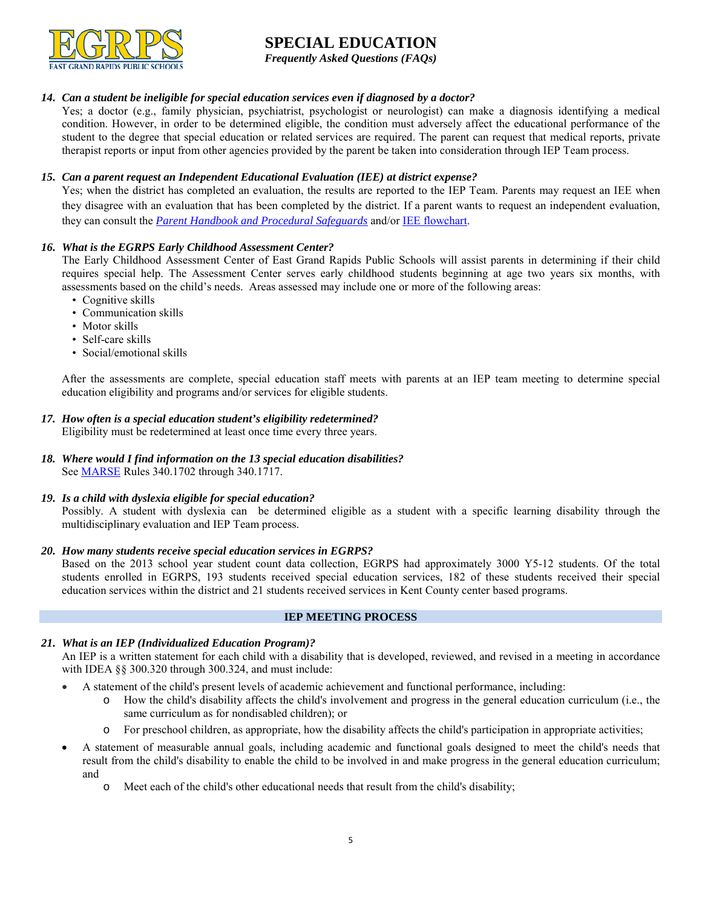**14. *Can a student be ineligible for special education services even if diagnosed by a doctor?***

Yes; a doctor (e.g., family physician, psychiatrist, psychologist or neurologist) can make a diagnosis identifying a medical condition. However, in order to be determined eligible, the condition must adversely affect the educational performance of the student to the degree that special education or related services are required. The parent can request that medical reports, private therapist reports or input from other agencies provided by the parent be taken into consideration through IEP Team process.

**15. *Can a parent request an Independent Educational Evaluation (IEE) at district expense?***

Yes; when the district has completed an evaluation, the results are reported to the IEP Team. Parents may request an IEE when they disagree with an evaluation that has been completed by the district. If a parent wants to request an independent evaluation, they can consult the *Parent Handbook and Procedural Safeguards* and/or IEE flowchart.

**16. *What is the EGRPS Early Childhood Assessment Center?***

The Early Childhood Assessment Center of East Grand Rapids Public Schools will assist parents in determining if their child requires special help. The Assessment Center serves early childhood students beginning at age two years six months, with assessments based on the child's needs. Areas assessed may include one or more of the following areas:

- Cognitive skills
- Communication skills
- Motor skills
- Self-care skills
- Social/emotional skills

After the assessments are complete, special education staff meets with parents at an IEP team meeting to determine special education eligibility and programs and/or services for eligible students.

**17. *How often is a special education student's eligibility redetermined?***

Eligibility must be redetermined at least once time every three years.

**18. *Where would I find information on the 13 special education disabilities?***

See MARSE Rules 340.1702 through 340.1717.

**19. *Is a child with dyslexia eligible for special education?***

Possibly. A student with dyslexia can be determined eligible as a student with a specific learning disability through the multidisciplinary evaluation and IEP Team process.

**20. *How many students receive special education services in EGRPS?***

Based on the 2013 school year student count data collection, EGRPS had approximately 3000 Y5-12 students. Of the total students enrolled in EGRPS, 193 students received special education services, 182 of these students received their special education services within the district and 21 students received services in Kent County center based programs.

## IEP MEETING PROCESS

**21. *What is an IEP (Individualized Education Program)?***

An IEP is a written statement for each child with a disability that is developed, reviewed, and revised in a meeting in accordance with IDEA §§ 300.320 through 300.324, and must include:

- A statement of the child's present levels of academic achievement and functional performance, including:
  - How the child's disability affects the child's involvement and progress in the general education curriculum (i.e., the same curriculum as for nondisabled children); or
  - For preschool children, as appropriate, how the disability affects the child's participation in appropriate activities;
- A statement of measurable annual goals, including academic and functional goals designed to meet the child's needs that result from the child's disability to enable the child to be involved in and make progress in the general education curriculum; and
  - Meet each of the child's other educational needs that result from the child's disability;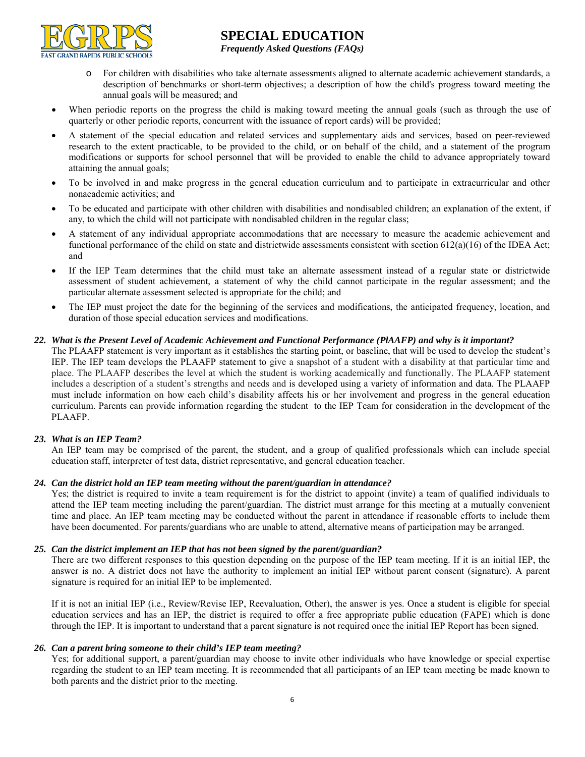- For children with disabilities who take alternate assessments aligned to alternate academic achievement standards, a description of benchmarks or short-term objectives; a description of how the child's progress toward meeting the annual goals will be measured; and

- When periodic reports on the progress the child is making toward meeting the annual goals (such as through the use of quarterly or other periodic reports, concurrent with the issuance of report cards) will be provided;
- A statement of the special education and related services and supplementary aids and services, based on peer-reviewed research to the extent practicable, to be provided to the child, or on behalf of the child, and a statement of the program modifications or supports for school personnel that will be provided to enable the child to advance appropriately toward attaining the annual goals;
- To be involved in and make progress in the general education curriculum and to participate in extracurricular and other nonacademic activities; and
- To be educated and participate with other children with disabilities and nondisabled children; an explanation of the extent, if any, to which the child will not participate with nondisabled children in the regular class;
- A statement of any individual appropriate accommodations that are necessary to measure the academic achievement and functional performance of the child on state and districtwide assessments consistent with section 612(a)(16) of the IDEA Act; and
- If the IEP Team determines that the child must take an alternate assessment instead of a regular state or districtwide assessment of student achievement, a statement of why the child cannot participate in the regular assessment; and the particular alternate assessment selected is appropriate for the child; and
- The IEP must project the date for the beginning of the services and modifications, the anticipated frequency, location, and duration of those special education services and modifications.

***22. What is the Present Level of Academic Achievement and Functional Performance (PlAAFP) and why is it important?***

The PLAAFP statement is very important as it establishes the starting point, or baseline, that will be used to develop the student's IEP. The IEP team develops the PLAAFP statement to give a snapshot of a student with a disability at that particular time and place. The PLAAFP describes the level at which the student is working academically and functionally. The PLAAFP statement includes a description of a student's strengths and needs and is developed using a variety of information and data. The PLAAFP must include information on how each child's disability affects his or her involvement and progress in the general education curriculum. Parents can provide information regarding the student to the IEP Team for consideration in the development of the PLAAFP.

***23. What is an IEP Team?***

An IEP team may be comprised of the parent, the student, and a group of qualified professionals which can include special education staff, interpreter of test data, district representative, and general education teacher.

***24. Can the district hold an IEP team meeting without the parent/guardian in attendance?***

Yes; the district is required to invite a team requirement is for the district to appoint (invite) a team of qualified individuals to attend the IEP team meeting including the parent/guardian. The district must arrange for this meeting at a mutually convenient time and place. An IEP team meeting may be conducted without the parent in attendance if reasonable efforts to include them have been documented. For parents/guardians who are unable to attend, alternative means of participation may be arranged.

***25. Can the district implement an IEP that has not been signed by the parent/guardian?***

There are two different responses to this question depending on the purpose of the IEP team meeting. If it is an initial IEP, the answer is no. A district does not have the authority to implement an initial IEP without parent consent (signature). A parent signature is required for an initial IEP to be implemented.

If it is not an initial IEP (i.e., Review/Revise IEP, Reevaluation, Other), the answer is yes. Once a student is eligible for special education services and has an IEP, the district is required to offer a free appropriate public education (FAPE) which is done through the IEP. It is important to understand that a parent signature is not required once the initial IEP Report has been signed.

***26. Can a parent bring someone to their child's IEP team meeting?***

Yes; for additional support, a parent/guardian may choose to invite other individuals who have knowledge or special expertise regarding the student to an IEP team meeting. It is recommended that all participants of an IEP team meeting be made known to both parents and the district prior to the meeting.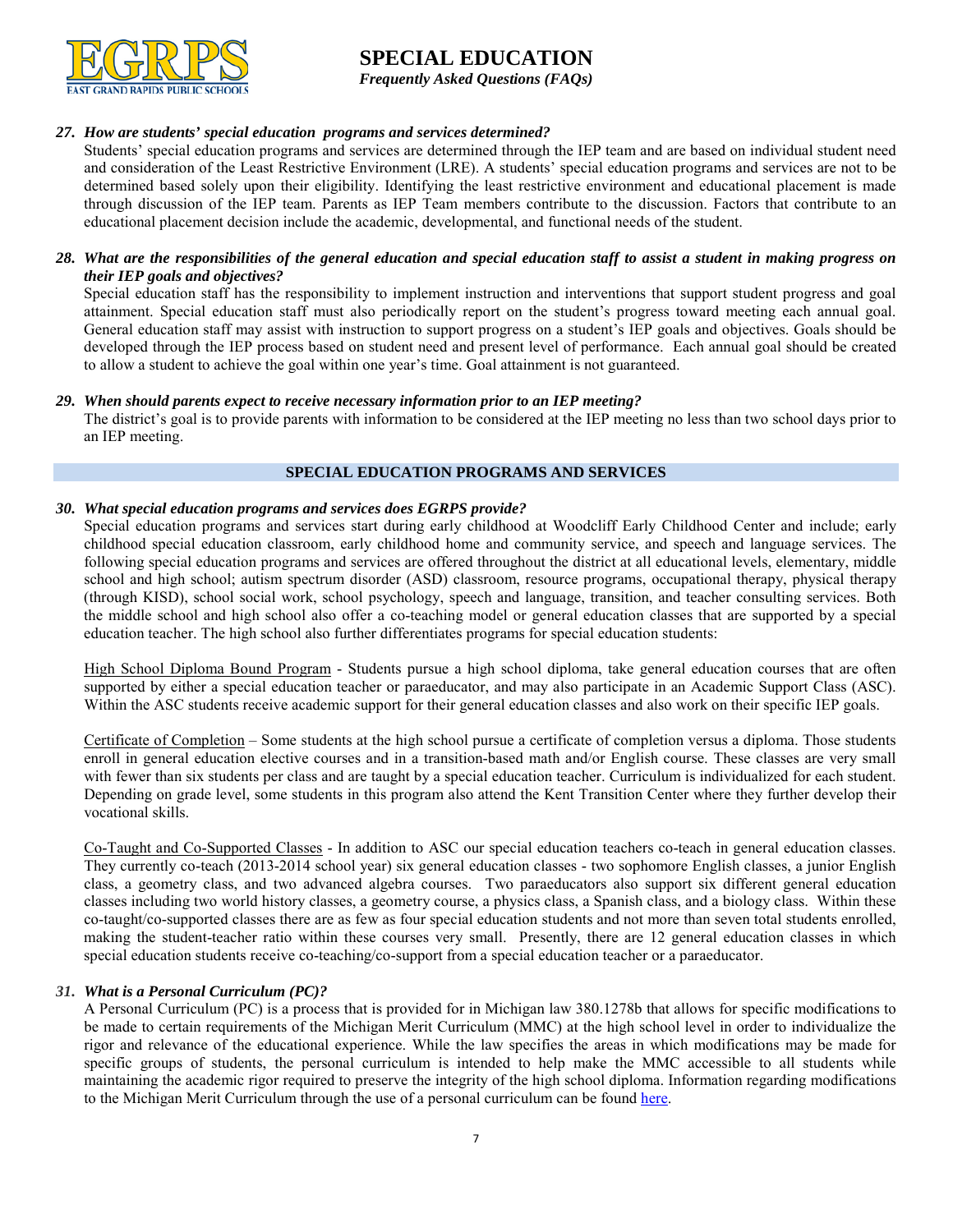**27. *How are students' special education programs and services determined?***

Students' special education programs and services are determined through the IEP team and are based on individual student need and consideration of the Least Restrictive Environment (LRE). A students' special education programs and services are not to be determined based solely upon their eligibility. Identifying the least restrictive environment and educational placement is made through discussion of the IEP team. Parents as IEP Team members contribute to the discussion. Factors that contribute to an educational placement decision include the academic, developmental, and functional needs of the student.

**28. *What are the responsibilities of the general education and special education staff to assist a student in making progress on their IEP goals and objectives?***

Special education staff has the responsibility to implement instruction and interventions that support student progress and goal attainment. Special education staff must also periodically report on the student's progress toward meeting each annual goal. General education staff may assist with instruction to support progress on a student's IEP goals and objectives. Goals should be developed through the IEP process based on student need and present level of performance. Each annual goal should be created to allow a student to achieve the goal within one year's time. Goal attainment is not guaranteed.

**29. *When should parents expect to receive necessary information prior to an IEP meeting?***

The district's goal is to provide parents with information to be considered at the IEP meeting no less than two school days prior to an IEP meeting.

## SPECIAL EDUCATION PROGRAMS AND SERVICES

**30. *What special education programs and services does EGRPS provide?***

Special education programs and services start during early childhood at Woodcliff Early Childhood Center and include; early childhood special education classroom, early childhood home and community service, and speech and language services. The following special education programs and services are offered throughout the district at all educational levels, elementary, middle school and high school; autism spectrum disorder (ASD) classroom, resource programs, occupational therapy, physical therapy (through KISD), school social work, school psychology, speech and language, transition, and teacher consulting services. Both the middle school and high school also offer a co-teaching model or general education classes that are supported by a special education teacher. The high school also further differentiates programs for special education students:

High School Diploma Bound Program - Students pursue a high school diploma, take general education courses that are often supported by either a special education teacher or paraeducator, and may also participate in an Academic Support Class (ASC). Within the ASC students receive academic support for their general education classes and also work on their specific IEP goals.

Certificate of Completion – Some students at the high school pursue a certificate of completion versus a diploma. Those students enroll in general education elective courses and in a transition-based math and/or English course. These classes are very small with fewer than six students per class and are taught by a special education teacher. Curriculum is individualized for each student. Depending on grade level, some students in this program also attend the Kent Transition Center where they further develop their vocational skills.

Co-Taught and Co-Supported Classes - In addition to ASC our special education teachers co-teach in general education classes. They currently co-teach (2013-2014 school year) six general education classes - two sophomore English classes, a junior English class, a geometry class, and two advanced algebra courses. Two paraeducators also support six different general education classes including two world history classes, a geometry course, a physics class, a Spanish class, and a biology class. Within these co-taught/co-supported classes there are as few as four special education students and not more than seven total students enrolled, making the student-teacher ratio within these courses very small. Presently, there are 12 general education classes in which special education students receive co-teaching/co-support from a special education teacher or a paraeducator.

**31. *What is a Personal Curriculum (PC)?***

A Personal Curriculum (PC) is a process that is provided for in Michigan law 380.1278b that allows for specific modifications to be made to certain requirements of the Michigan Merit Curriculum (MMC) at the high school level in order to individualize the rigor and relevance of the educational experience. While the law specifies the areas in which modifications may be made for specific groups of students, the personal curriculum is intended to help make the MMC accessible to all students while maintaining the academic rigor required to preserve the integrity of the high school diploma. Information regarding modifications to the Michigan Merit Curriculum through the use of a personal curriculum can be found here.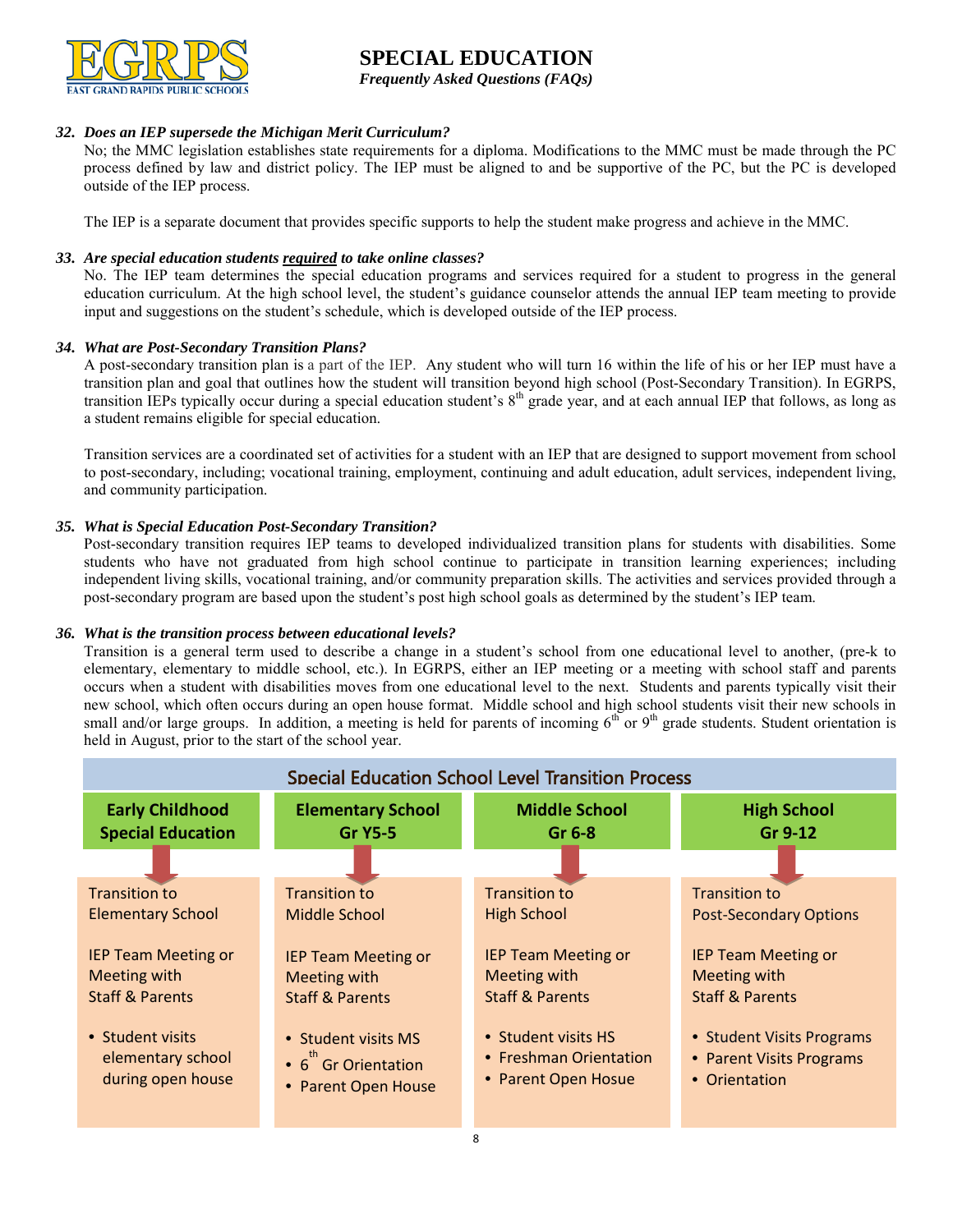**SPECIAL EDUCATION**
*Frequently Asked Questions (FAQs)*

***32. Does an IEP supersede the Michigan Merit Curriculum?***

No; the MMC legislation establishes state requirements for a diploma. Modifications to the MMC must be made through the PC process defined by law and district policy. The IEP must be aligned to and be supportive of the PC, but the PC is developed outside of the IEP process.

The IEP is a separate document that provides specific supports to help the student make progress and achieve in the MMC.

***33. Are special education students required to take online classes?***

No. The IEP team determines the special education programs and services required for a student to progress in the general education curriculum. At the high school level, the student's guidance counselor attends the annual IEP team meeting to provide input and suggestions on the student's schedule, which is developed outside of the IEP process.

***34. What are Post-Secondary Transition Plans?***

A post-secondary transition plan is a part of the IEP. Any student who will turn 16 within the life of his or her IEP must have a transition plan and goal that outlines how the student will transition beyond high school (Post-Secondary Transition). In EGRPS, transition IEPs typically occur during a special education student's 8th grade year, and at each annual IEP that follows, as long as a student remains eligible for special education.

Transition services are a coordinated set of activities for a student with an IEP that are designed to support movement from school to post-secondary, including; vocational training, employment, continuing and adult education, adult services, independent living, and community participation.

***35. What is Special Education Post-Secondary Transition?***

Post-secondary transition requires IEP teams to developed individualized transition plans for students with disabilities. Some students who have not graduated from high school continue to participate in transition learning experiences; including independent living skills, vocational training, and/or community preparation skills. The activities and services provided through a post-secondary program are based upon the student's post high school goals as determined by the student's IEP team.

***36. What is the transition process between educational levels?***

Transition is a general term used to describe a change in a student's school from one educational level to another, (pre-k to elementary, elementary to middle school, etc.). In EGRPS, either an IEP meeting or a meeting with school staff and parents occurs when a student with disabilities moves from one educational level to the next. Students and parents typically visit their new school, which often occurs during an open house format. Middle school and high school students visit their new schools in small and/or large groups. In addition, a meeting is held for parents of incoming 6th or 9th grade students. Student orientation is held in August, prior to the start of the school year.

**Special Education School Level Transition Process**

| Early Childhood Special Education | Elementary School Gr Y5-5 | Middle School Gr 6-8 | High School Gr 9-12 |
|---|---|---|---|
| Transition to Elementary School | Transition to Middle School | Transition to High School | Transition to Post-Secondary Options |
| IEP Team Meeting or Meeting with Staff & Parents | IEP Team Meeting or Meeting with Staff & Parents | IEP Team Meeting or Meeting with Staff & Parents | IEP Team Meeting or Meeting with Staff & Parents |
| • Student visits elementary school during open house | • Student visits MS<br>• 6th Gr Orientation<br>• Parent Open House | • Student visits HS<br>• Freshman Orientation<br>• Parent Open Hosue | • Student Visits Programs<br>• Parent Visits Programs<br>• Orientation |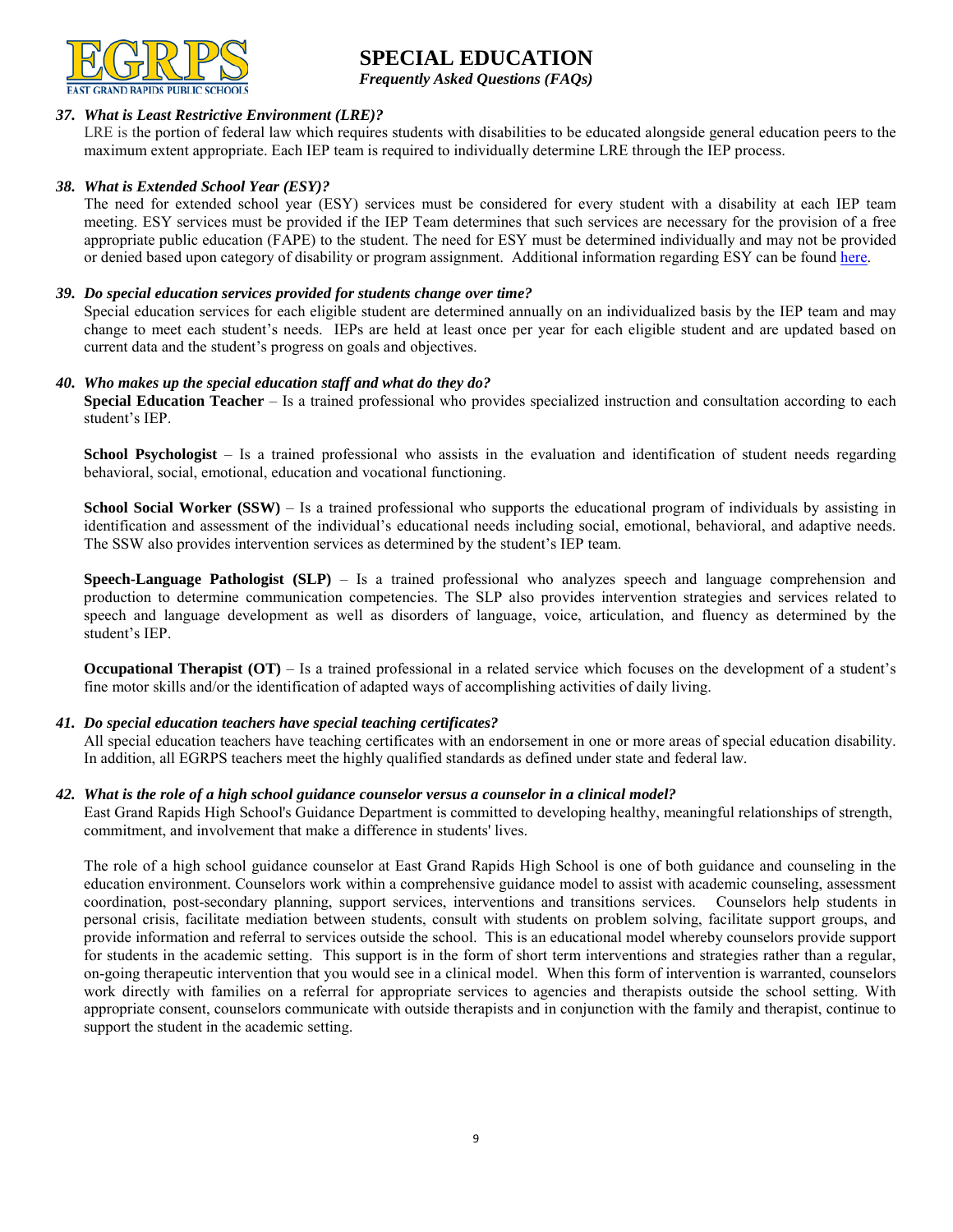**37. *What is Least Restrictive Environment (LRE)?***

LRE is the portion of federal law which requires students with disabilities to be educated alongside general education peers to the maximum extent appropriate. Each IEP team is required to individually determine LRE through the IEP process.

**38. *What is Extended School Year (ESY)?***

The need for extended school year (ESY) services must be considered for every student with a disability at each IEP team meeting. ESY services must be provided if the IEP Team determines that such services are necessary for the provision of a free appropriate public education (FAPE) to the student. The need for ESY must be determined individually and may not be provided or denied based upon category of disability or program assignment. Additional information regarding ESY can be found here.

**39. *Do special education services provided for students change over time?***

Special education services for each eligible student are determined annually on an individualized basis by the IEP team and may change to meet each student's needs. IEPs are held at least once per year for each eligible student and are updated based on current data and the student's progress on goals and objectives.

**40. *Who makes up the special education staff and what do they do?***

**Special Education Teacher** – Is a trained professional who provides specialized instruction and consultation according to each student's IEP.

**School Psychologist** – Is a trained professional who assists in the evaluation and identification of student needs regarding behavioral, social, emotional, education and vocational functioning.

**School Social Worker (SSW)** – Is a trained professional who supports the educational program of individuals by assisting in identification and assessment of the individual's educational needs including social, emotional, behavioral, and adaptive needs. The SSW also provides intervention services as determined by the student's IEP team.

**Speech-Language Pathologist (SLP)** – Is a trained professional who analyzes speech and language comprehension and production to determine communication competencies. The SLP also provides intervention strategies and services related to speech and language development as well as disorders of language, voice, articulation, and fluency as determined by the student's IEP.

**Occupational Therapist (OT)** – Is a trained professional in a related service which focuses on the development of a student's fine motor skills and/or the identification of adapted ways of accomplishing activities of daily living.

**41. *Do special education teachers have special teaching certificates?***

All special education teachers have teaching certificates with an endorsement in one or more areas of special education disability. In addition, all EGRPS teachers meet the highly qualified standards as defined under state and federal law.

**42. *What is the role of a high school guidance counselor versus a counselor in a clinical model?***

East Grand Rapids High School's Guidance Department is committed to developing healthy, meaningful relationships of strength, commitment, and involvement that make a difference in students' lives.

The role of a high school guidance counselor at East Grand Rapids High School is one of both guidance and counseling in the education environment. Counselors work within a comprehensive guidance model to assist with academic counseling, assessment coordination, post-secondary planning, support services, interventions and transitions services. Counselors help students in personal crisis, facilitate mediation between students, consult with students on problem solving, facilitate support groups, and provide information and referral to services outside the school. This is an educational model whereby counselors provide support for students in the academic setting. This support is in the form of short term interventions and strategies rather than a regular, on-going therapeutic intervention that you would see in a clinical model. When this form of intervention is warranted, counselors work directly with families on a referral for appropriate services to agencies and therapists outside the school setting. With appropriate consent, counselors communicate with outside therapists and in conjunction with the family and therapist, continue to support the student in the academic setting.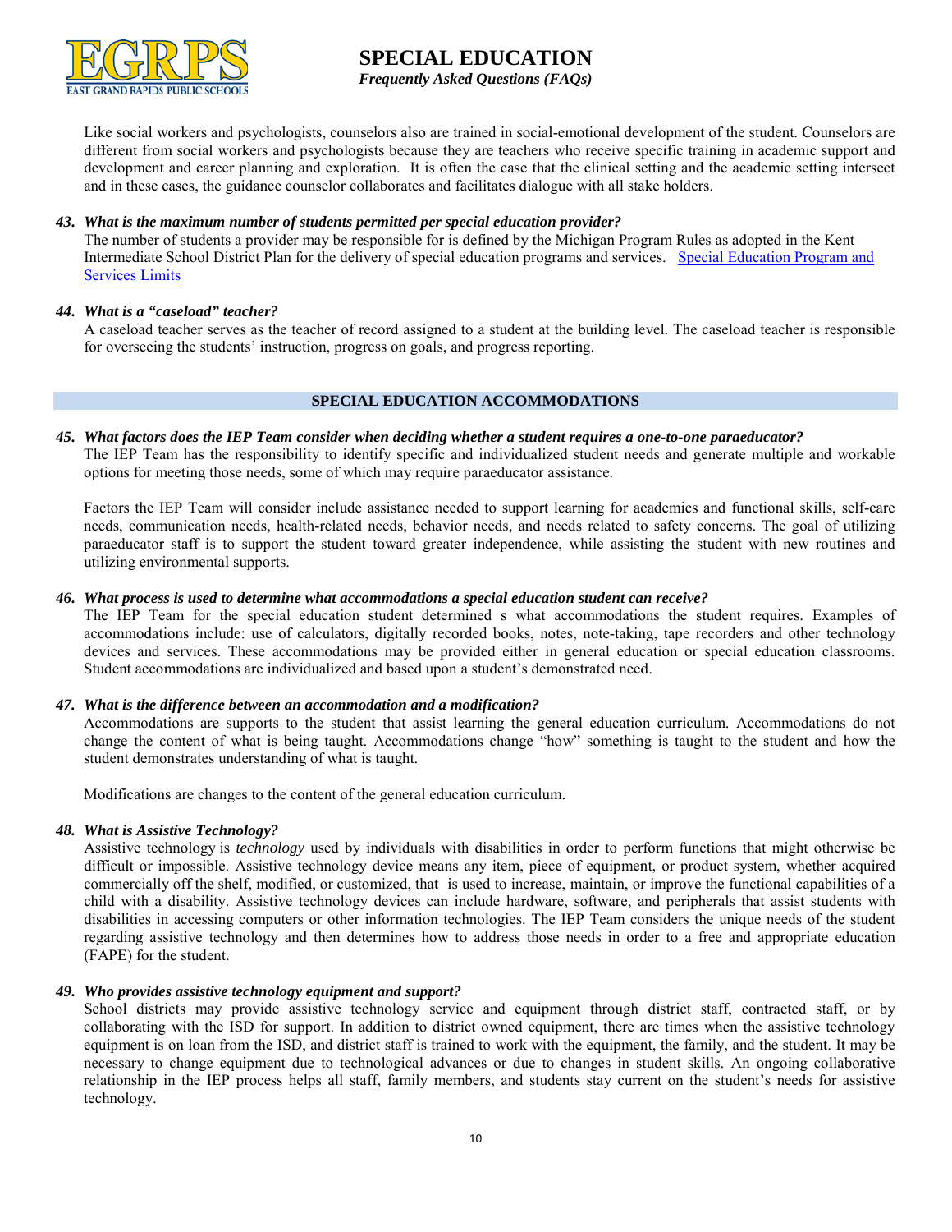Like social workers and psychologists, counselors also are trained in social-emotional development of the student. Counselors are different from social workers and psychologists because they are teachers who receive specific training in academic support and development and career planning and exploration. It is often the case that the clinical setting and the academic setting intersect and in these cases, the guidance counselor collaborates and facilitates dialogue with all stake holders.

***43. What is the maximum number of students permitted per special education provider?***

The number of students a provider may be responsible for is defined by the Michigan Program Rules as adopted in the Kent Intermediate School District Plan for the delivery of special education programs and services. [Special Education Program and Services Limits]

***44. What is a "caseload" teacher?***

A caseload teacher serves as the teacher of record assigned to a student at the building level. The caseload teacher is responsible for overseeing the students' instruction, progress on goals, and progress reporting.

## SPECIAL EDUCATION ACCOMMODATIONS

***45. What factors does the IEP Team consider when deciding whether a student requires a one-to-one paraeducator?***

The IEP Team has the responsibility to identify specific and individualized student needs and generate multiple and workable options for meeting those needs, some of which may require paraeducator assistance.

Factors the IEP Team will consider include assistance needed to support learning for academics and functional skills, self-care needs, communication needs, health-related needs, behavior needs, and needs related to safety concerns. The goal of utilizing paraeducator staff is to support the student toward greater independence, while assisting the student with new routines and utilizing environmental supports.

***46. What process is used to determine what accommodations a special education student can receive?***

The IEP Team for the special education student determined s what accommodations the student requires. Examples of accommodations include: use of calculators, digitally recorded books, notes, note-taking, tape recorders and other technology devices and services. These accommodations may be provided either in general education or special education classrooms. Student accommodations are individualized and based upon a student's demonstrated need.

***47. What is the difference between an accommodation and a modification?***

Accommodations are supports to the student that assist learning the general education curriculum. Accommodations do not change the content of what is being taught. Accommodations change "how" something is taught to the student and how the student demonstrates understanding of what is taught.

Modifications are changes to the content of the general education curriculum.

***48. What is Assistive Technology?***

Assistive technology is *technology* used by individuals with disabilities in order to perform functions that might otherwise be difficult or impossible. Assistive technology device means any item, piece of equipment, or product system, whether acquired commercially off the shelf, modified, or customized, that is used to increase, maintain, or improve the functional capabilities of a child with a disability. Assistive technology devices can include hardware, software, and peripherals that assist students with disabilities in accessing computers or other information technologies. The IEP Team considers the unique needs of the student regarding assistive technology and then determines how to address those needs in order to a free and appropriate education (FAPE) for the student.

***49. Who provides assistive technology equipment and support?***

School districts may provide assistive technology service and equipment through district staff, contracted staff, or by collaborating with the ISD for support. In addition to district owned equipment, there are times when the assistive technology equipment is on loan from the ISD, and district staff is trained to work with the equipment, the family, and the student. It may be necessary to change equipment due to technological advances or due to changes in student skills. An ongoing collaborative relationship in the IEP process helps all staff, family members, and students stay current on the student's needs for assistive technology.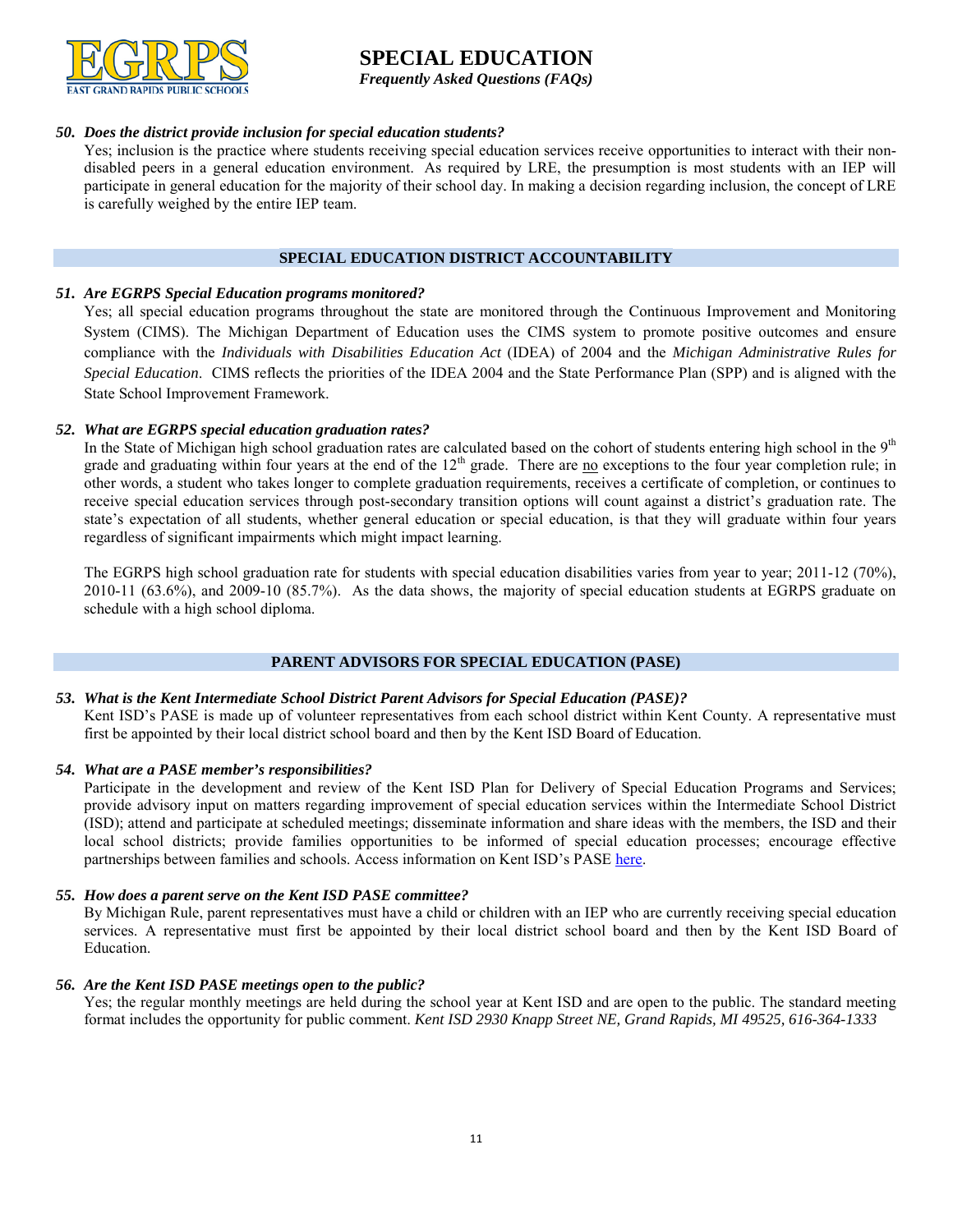### 50. *Does the district provide inclusion for special education students?*

Yes; inclusion is the practice where students receiving special education services receive opportunities to interact with their non-disabled peers in a general education environment. As required by LRE, the presumption is most students with an IEP will participate in general education for the majority of their school day. In making a decision regarding inclusion, the concept of LRE is carefully weighed by the entire IEP team.

## SPECIAL EDUCATION DISTRICT ACCOUNTABILITY

### 51. *Are EGRPS Special Education programs monitored?*

Yes; all special education programs throughout the state are monitored through the Continuous Improvement and Monitoring System (CIMS). The Michigan Department of Education uses the CIMS system to promote positive outcomes and ensure compliance with the *Individuals with Disabilities Education Act* (IDEA) of 2004 and the *Michigan Administrative Rules for Special Education*. CIMS reflects the priorities of the IDEA 2004 and the State Performance Plan (SPP) and is aligned with the State School Improvement Framework.

### 52. *What are EGRPS special education graduation rates?*

In the State of Michigan high school graduation rates are calculated based on the cohort of students entering high school in the 9th grade and graduating within four years at the end of the 12th grade. There are no exceptions to the four year completion rule; in other words, a student who takes longer to complete graduation requirements, receives a certificate of completion, or continues to receive special education services through post-secondary transition options will count against a district's graduation rate. The state's expectation of all students, whether general education or special education, is that they will graduate within four years regardless of significant impairments which might impact learning.

The EGRPS high school graduation rate for students with special education disabilities varies from year to year; 2011-12 (70%), 2010-11 (63.6%), and 2009-10 (85.7%). As the data shows, the majority of special education students at EGRPS graduate on schedule with a high school diploma.

## PARENT ADVISORS FOR SPECIAL EDUCATION (PASE)

### 53. *What is the Kent Intermediate School District Parent Advisors for Special Education (PASE)?*

Kent ISD's PASE is made up of volunteer representatives from each school district within Kent County. A representative must first be appointed by their local district school board and then by the Kent ISD Board of Education.

### 54. *What are a PASE member's responsibilities?*

Participate in the development and review of the Kent ISD Plan for Delivery of Special Education Programs and Services; provide advisory input on matters regarding improvement of special education services within the Intermediate School District (ISD); attend and participate at scheduled meetings; disseminate information and share ideas with the members, the ISD and their local school districts; provide families opportunities to be informed of special education processes; encourage effective partnerships between families and schools. Access information on Kent ISD's PASE here.

### 55. *How does a parent serve on the Kent ISD PASE committee?*

By Michigan Rule, parent representatives must have a child or children with an IEP who are currently receiving special education services. A representative must first be appointed by their local district school board and then by the Kent ISD Board of Education.

### 56. *Are the Kent ISD PASE meetings open to the public?*

Yes; the regular monthly meetings are held during the school year at Kent ISD and are open to the public. The standard meeting format includes the opportunity for public comment. *Kent ISD 2930 Knapp Street NE, Grand Rapids, MI 49525, 616-364-1333*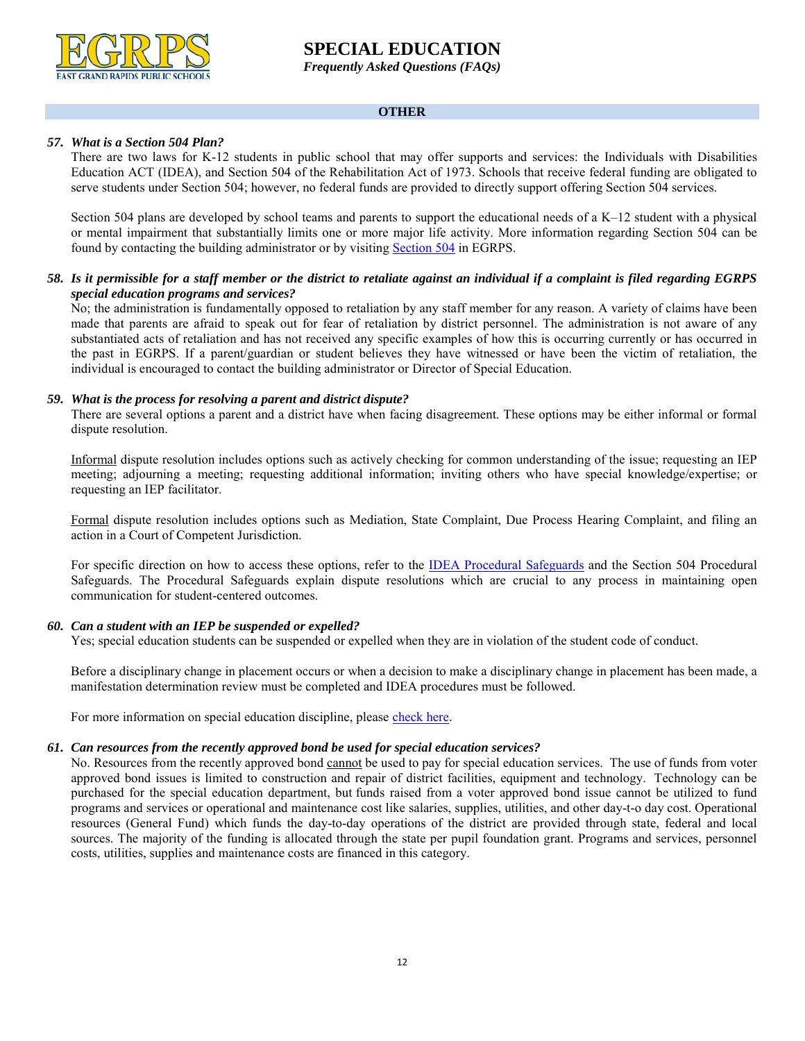## OTHER

***57. What is a Section 504 Plan?***

There are two laws for K-12 students in public school that may offer supports and services: the Individuals with Disabilities Education ACT (IDEA), and Section 504 of the Rehabilitation Act of 1973. Schools that receive federal funding are obligated to serve students under Section 504; however, no federal funds are provided to directly support offering Section 504 services.

Section 504 plans are developed by school teams and parents to support the educational needs of a K–12 student with a physical or mental impairment that substantially limits one or more major life activity. More information regarding Section 504 can be found by contacting the building administrator or by visiting Section 504 in EGRPS.

***58. Is it permissible for a staff member or the district to retaliate against an individual if a complaint is filed regarding EGRPS special education programs and services?***

No; the administration is fundamentally opposed to retaliation by any staff member for any reason. A variety of claims have been made that parents are afraid to speak out for fear of retaliation by district personnel. The administration is not aware of any substantiated acts of retaliation and has not received any specific examples of how this is occurring currently or has occurred in the past in EGRPS. If a parent/guardian or student believes they have witnessed or have been the victim of retaliation, the individual is encouraged to contact the building administrator or Director of Special Education.

***59. What is the process for resolving a parent and district dispute?***

There are several options a parent and a district have when facing disagreement. These options may be either informal or formal dispute resolution.

Informal dispute resolution includes options such as actively checking for common understanding of the issue; requesting an IEP meeting; adjourning a meeting; requesting additional information; inviting others who have special knowledge/expertise; or requesting an IEP facilitator.

Formal dispute resolution includes options such as Mediation, State Complaint, Due Process Hearing Complaint, and filing an action in a Court of Competent Jurisdiction.

For specific direction on how to access these options, refer to the IDEA Procedural Safeguards and the Section 504 Procedural Safeguards. The Procedural Safeguards explain dispute resolutions which are crucial to any process in maintaining open communication for student-centered outcomes.

***60. Can a student with an IEP be suspended or expelled?***

Yes; special education students can be suspended or expelled when they are in violation of the student code of conduct.

Before a disciplinary change in placement occurs or when a decision to make a disciplinary change in placement has been made, a manifestation determination review must be completed and IDEA procedures must be followed.

For more information on special education discipline, please check here.

***61. Can resources from the recently approved bond be used for special education services?***

No. Resources from the recently approved bond cannot be used to pay for special education services. The use of funds from voter approved bond issues is limited to construction and repair of district facilities, equipment and technology. Technology can be purchased for the special education department, but funds raised from a voter approved bond issue cannot be utilized to fund programs and services or operational and maintenance cost like salaries, supplies, utilities, and other day-t-o day cost. Operational resources (General Fund) which funds the day-to-day operations of the district are provided through state, federal and local sources. The majority of the funding is allocated through the state per pupil foundation grant. Programs and services, personnel costs, utilities, supplies and maintenance costs are financed in this category.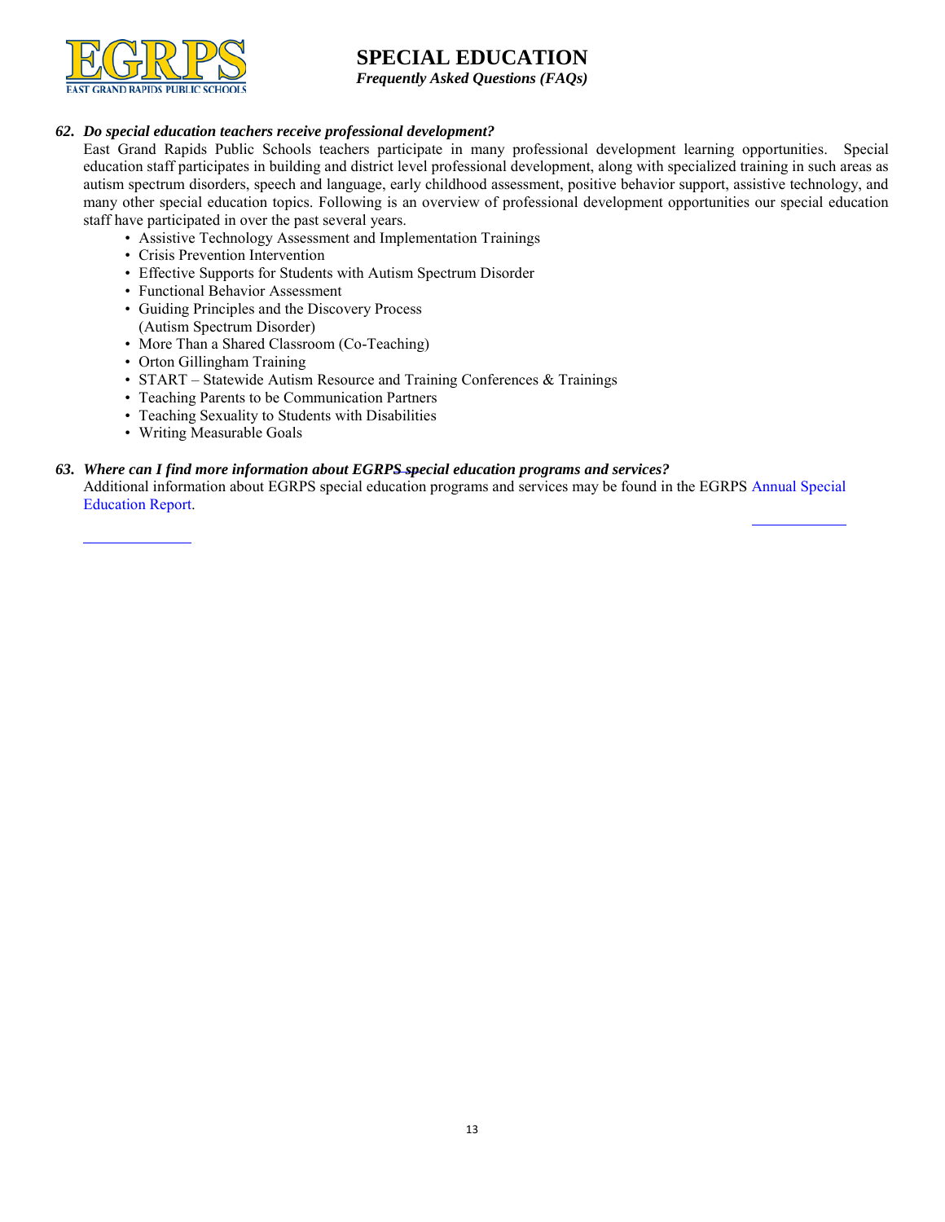***62. Do special education teachers receive professional development?***

East Grand Rapids Public Schools teachers participate in many professional development learning opportunities. Special education staff participates in building and district level professional development, along with specialized training in such areas as autism spectrum disorders, speech and language, early childhood assessment, positive behavior support, assistive technology, and many other special education topics. Following is an overview of professional development opportunities our special education staff have participated in over the past several years.

- Assistive Technology Assessment and Implementation Trainings
- Crisis Prevention Intervention
- Effective Supports for Students with Autism Spectrum Disorder
- Functional Behavior Assessment
- Guiding Principles and the Discovery Process (Autism Spectrum Disorder)
- More Than a Shared Classroom (Co-Teaching)
- Orton Gillingham Training
- START – Statewide Autism Resource and Training Conferences & Trainings
- Teaching Parents to be Communication Partners
- Teaching Sexuality to Students with Disabilities
- Writing Measurable Goals

***63. Where can I find more information about EGRPS special education programs and services?***

Additional information about EGRPS special education programs and services may be found in the EGRPS Annual Special Education Report.